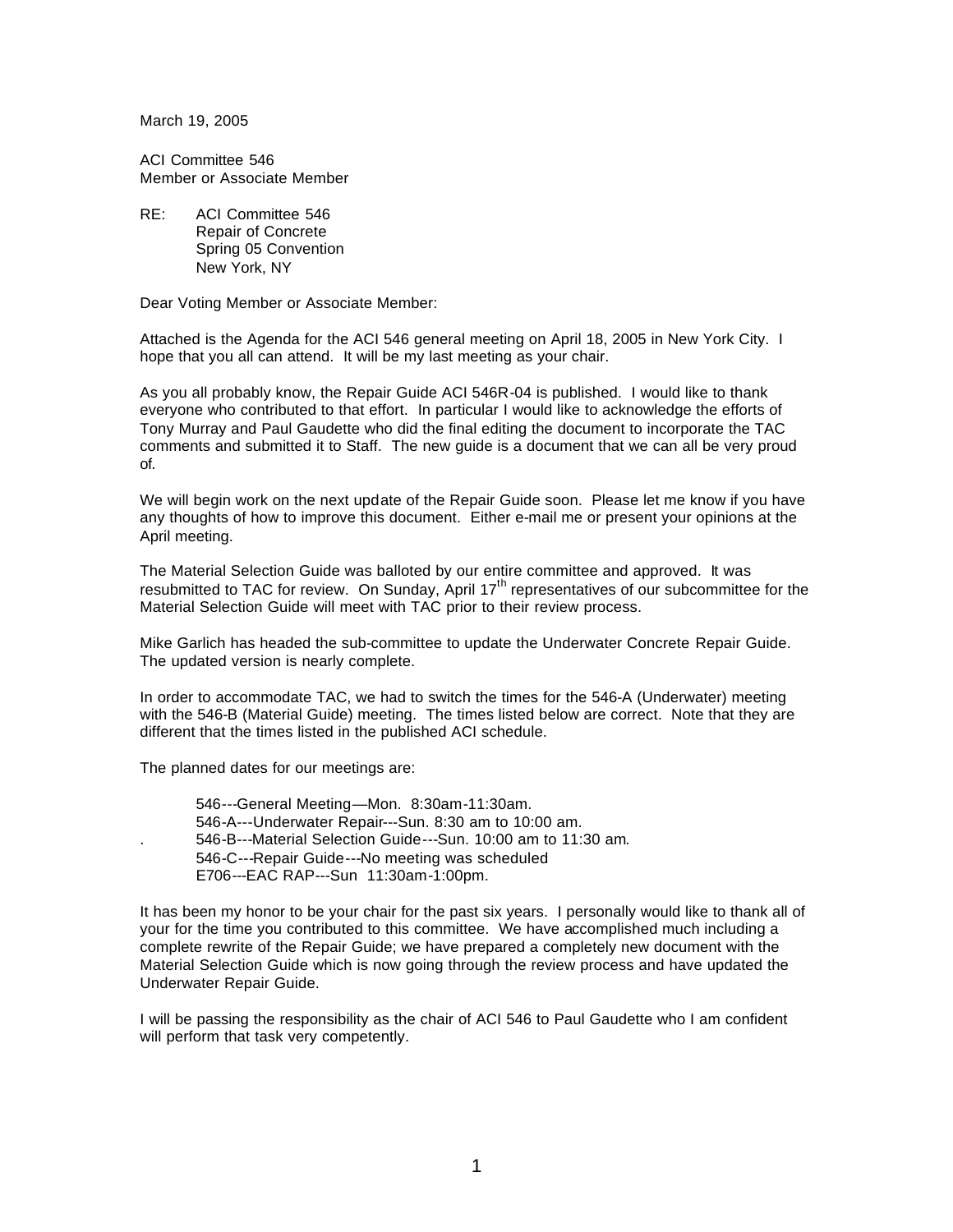March 19, 2005

ACI Committee 546
Member or Associate Member

RE: ACI Committee 546
Repair of Concrete
Spring 05 Convention
New York, NY

Dear Voting Member or Associate Member:

Attached is the Agenda for the ACI 546 general meeting on April 18, 2005 in New York City. I hope that you all can attend. It will be my last meeting as your chair.

As you all probably know, the Repair Guide ACI 546R-04 is published. I would like to thank everyone who contributed to that effort. In particular I would like to acknowledge the efforts of Tony Murray and Paul Gaudette who did the final editing the document to incorporate the TAC comments and submitted it to Staff. The new guide is a document that we can all be very proud of.

We will begin work on the next update of the Repair Guide soon. Please let me know if you have any thoughts of how to improve this document. Either e-mail me or present your opinions at the April meeting.

The Material Selection Guide was balloted by our entire committee and approved. It was resubmitted to TAC for review. On Sunday, April 17th representatives of our subcommittee for the Material Selection Guide will meet with TAC prior to their review process.

Mike Garlich has headed the sub-committee to update the Underwater Concrete Repair Guide. The updated version is nearly complete.

In order to accommodate TAC, we had to switch the times for the 546-A (Underwater) meeting with the 546-B (Material Guide) meeting. The times listed below are correct. Note that they are different that the times listed in the published ACI schedule.

The planned dates for our meetings are:

546---General Meeting—Mon. 8:30am-11:30am.
546-A---Underwater Repair---Sun. 8:30 am to 10:00 am.
. 546-B---Material Selection Guide---Sun. 10:00 am to 11:30 am.
546-C---Repair Guide---No meeting was scheduled
E706---EAC RAP---Sun 11:30am-1:00pm.

It has been my honor to be your chair for the past six years. I personally would like to thank all of your for the time you contributed to this committee. We have accomplished much including a complete rewrite of the Repair Guide; we have prepared a completely new document with the Material Selection Guide which is now going through the review process and have updated the Underwater Repair Guide.

I will be passing the responsibility as the chair of ACI 546 to Paul Gaudette who I am confident will perform that task very competently.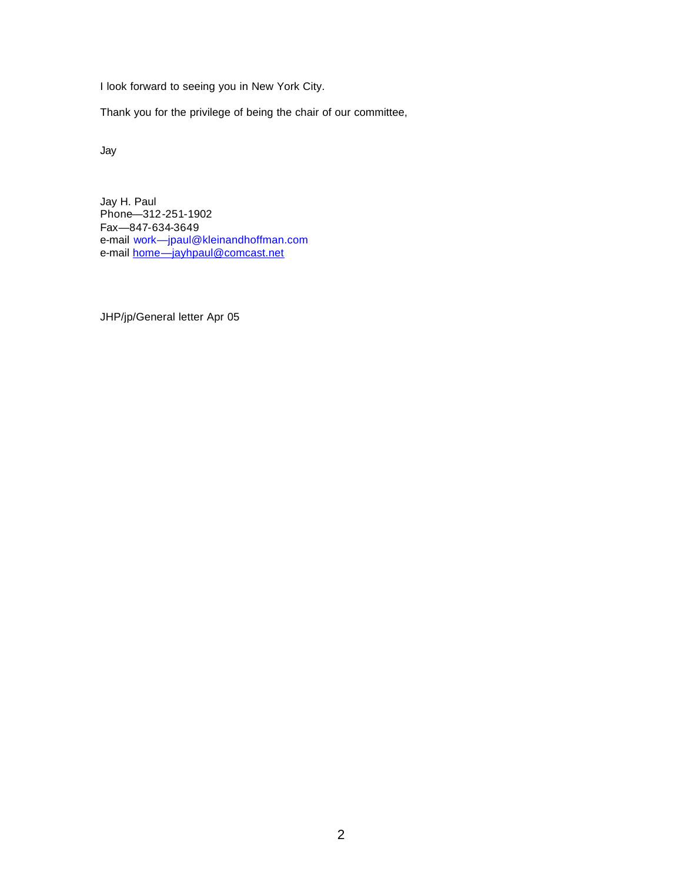I look forward to seeing you in New York City.

Thank you for the privilege of being the chair of our committee,

Jay

Jay H. Paul  
Phone—312-251-1902  
Fax—847-634-3649  
e-mail work—jpaul@kleinandhoffman.com  
e-mail home—jayhpaul@comcast.net

JHP/jp/General letter Apr 05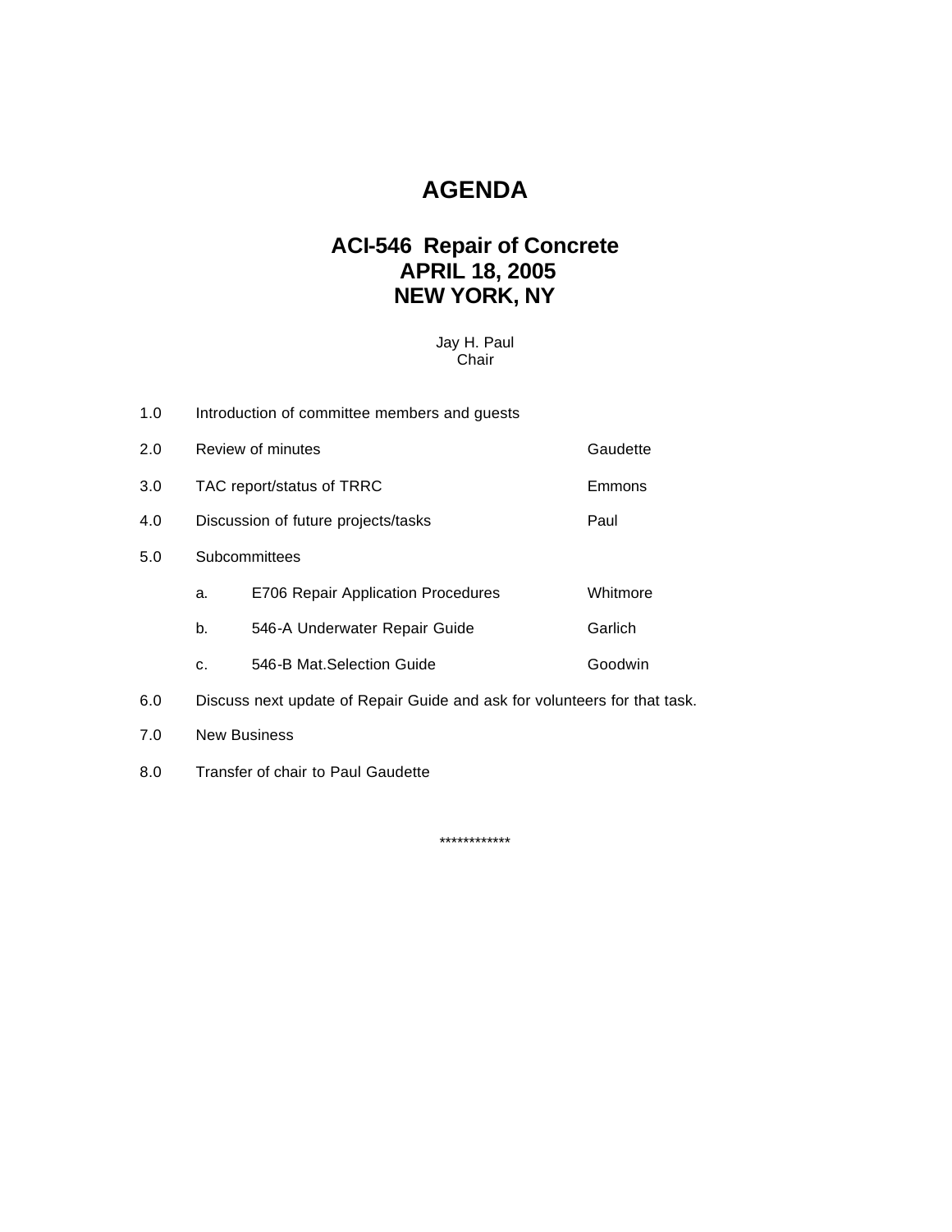# AGENDA

## ACI-546 Repair of Concrete
## APRIL 18, 2005
## NEW YORK, NY

Jay H. Paul
Chair

| | | | |
|---|---|---|---|
| 1.0 | Introduction of committee members and guests | | |
| 2.0 | Review of minutes | | Gaudette |
| 3.0 | TAC report/status of TRRC | | Emmons |
| 4.0 | Discussion of future projects/tasks | | Paul |
| 5.0 | Subcommittees | | |
| | a. | E706 Repair Application Procedures | Whitmore |
| | b. | 546-A Underwater Repair Guide | Garlich |
| | c. | 546-B Mat.Selection Guide | Goodwin |
| 6.0 | Discuss next update of Repair Guide and ask for volunteers for that task. | | |
| 7.0 | New Business | | |
| 8.0 | Transfer of chair to Paul Gaudette | | |

************